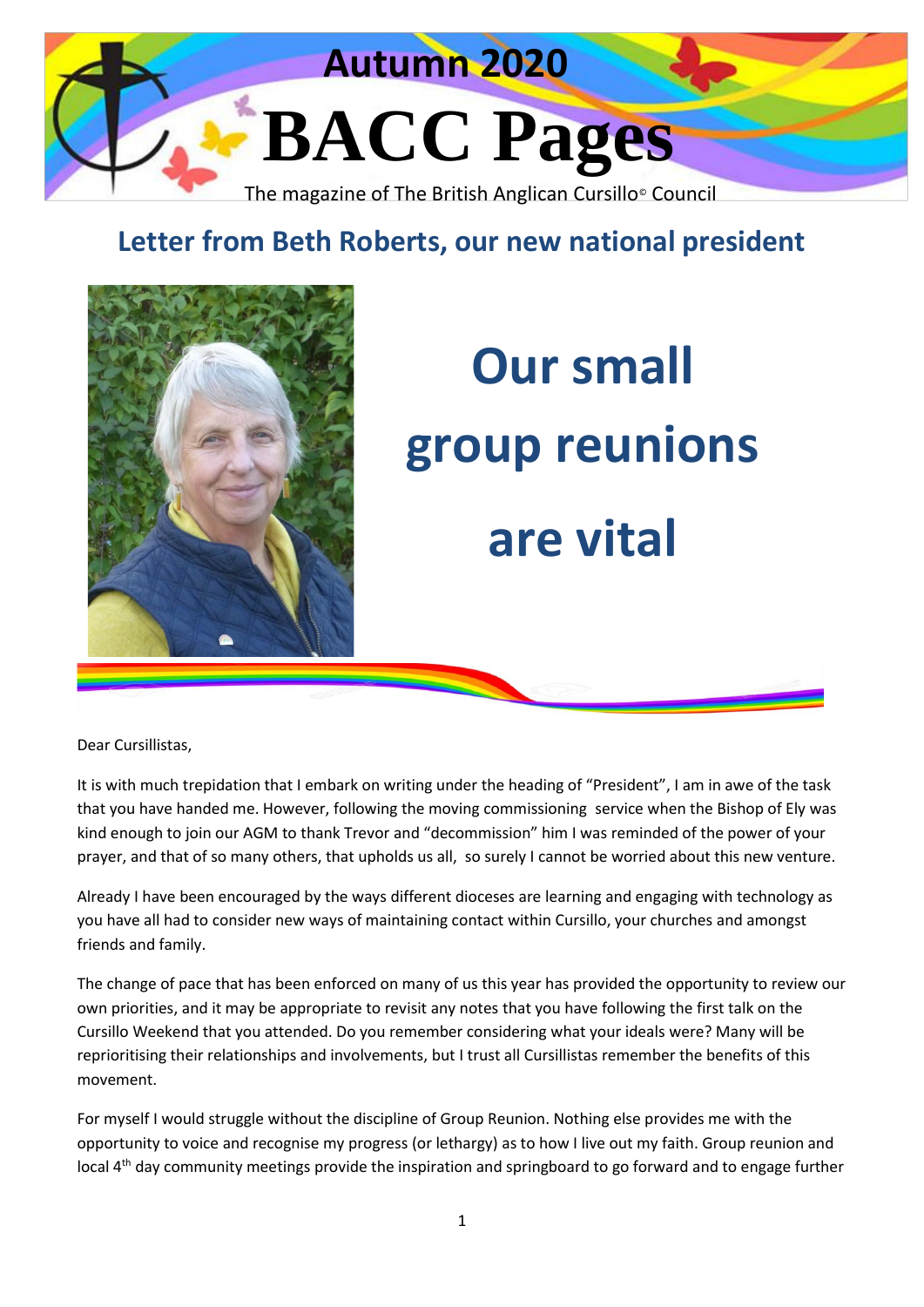# Autumn 2020

# BACC Pages

The magazine of The British Anglican Cursillo© Council

## Letter from Beth Roberts, our new national president

# Our small group reunions are vital

Dear Cursillistas,

It is with much trepidation that I embark on writing under the heading of "President", I am in awe of the task that you have handed me. However, following the moving commissioning service when the Bishop of Ely was kind enough to join our AGM to thank Trevor and "decommission" him I was reminded of the power of your prayer, and that of so many others, that upholds us all, so surely I cannot be worried about this new venture.

Already I have been encouraged by the ways different dioceses are learning and engaging with technology as you have all had to consider new ways of maintaining contact within Cursillo, your churches and amongst friends and family.

The change of pace that has been enforced on many of us this year has provided the opportunity to review our own priorities, and it may be appropriate to revisit any notes that you have following the first talk on the Cursillo Weekend that you attended. Do you remember considering what your ideals were? Many will be reprioritising their relationships and involvements, but I trust all Cursillistas remember the benefits of this movement.

For myself I would struggle without the discipline of Group Reunion. Nothing else provides me with the opportunity to voice and recognise my progress (or lethargy) as to how I live out my faith. Group reunion and local 4th day community meetings provide the inspiration and springboard to go forward and to engage further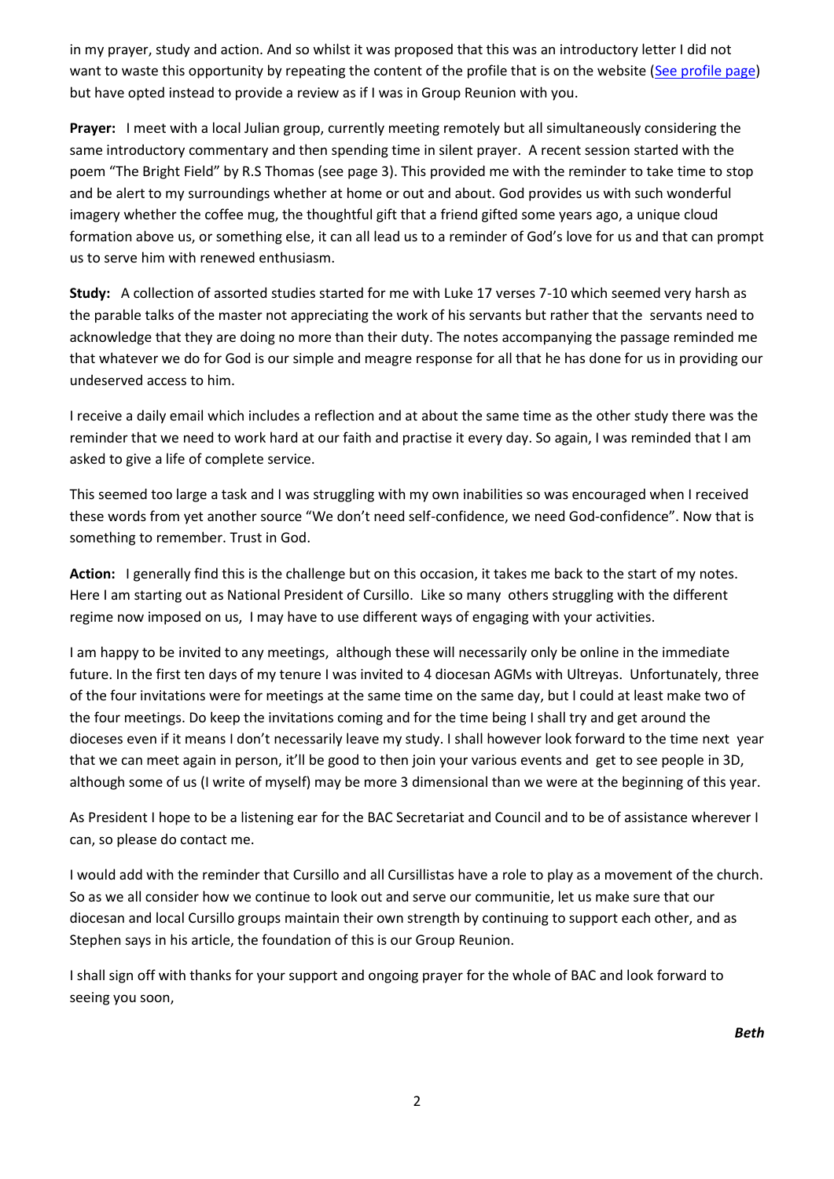in my prayer, study and action. And so whilst it was proposed that this was an introductory letter I did not want to waste this opportunity by repeating the content of the profile that is on the website (See profile page) but have opted instead to provide a review as if I was in Group Reunion with you.

**Prayer:** I meet with a local Julian group, currently meeting remotely but all simultaneously considering the same introductory commentary and then spending time in silent prayer. A recent session started with the poem "The Bright Field" by R.S Thomas (see page 3). This provided me with the reminder to take time to stop and be alert to my surroundings whether at home or out and about. God provides us with such wonderful imagery whether the coffee mug, the thoughtful gift that a friend gifted some years ago, a unique cloud formation above us, or something else, it can all lead us to a reminder of God's love for us and that can prompt us to serve him with renewed enthusiasm.

**Study:** A collection of assorted studies started for me with Luke 17 verses 7-10 which seemed very harsh as the parable talks of the master not appreciating the work of his servants but rather that the servants need to acknowledge that they are doing no more than their duty. The notes accompanying the passage reminded me that whatever we do for God is our simple and meagre response for all that he has done for us in providing our undeserved access to him.

I receive a daily email which includes a reflection and at about the same time as the other study there was the reminder that we need to work hard at our faith and practise it every day. So again, I was reminded that I am asked to give a life of complete service.

This seemed too large a task and I was struggling with my own inabilities so was encouraged when I received these words from yet another source "We don't need self-confidence, we need God-confidence". Now that is something to remember. Trust in God.

**Action:** I generally find this is the challenge but on this occasion, it takes me back to the start of my notes. Here I am starting out as National President of Cursillo. Like so many others struggling with the different regime now imposed on us, I may have to use different ways of engaging with your activities.

I am happy to be invited to any meetings, although these will necessarily only be online in the immediate future. In the first ten days of my tenure I was invited to 4 diocesan AGMs with Ultreyas. Unfortunately, three of the four invitations were for meetings at the same time on the same day, but I could at least make two of the four meetings. Do keep the invitations coming and for the time being I shall try and get around the dioceses even if it means I don't necessarily leave my study. I shall however look forward to the time next year that we can meet again in person, it'll be good to then join your various events and get to see people in 3D, although some of us (I write of myself) may be more 3 dimensional than we were at the beginning of this year.

As President I hope to be a listening ear for the BAC Secretariat and Council and to be of assistance wherever I can, so please do contact me.

I would add with the reminder that Cursillo and all Cursillistas have a role to play as a movement of the church. So as we all consider how we continue to look out and serve our communitie, let us make sure that our diocesan and local Cursillo groups maintain their own strength by continuing to support each other, and as Stephen says in his article, the foundation of this is our Group Reunion.

I shall sign off with thanks for your support and ongoing prayer for the whole of BAC and look forward to seeing you soon,

***Beth***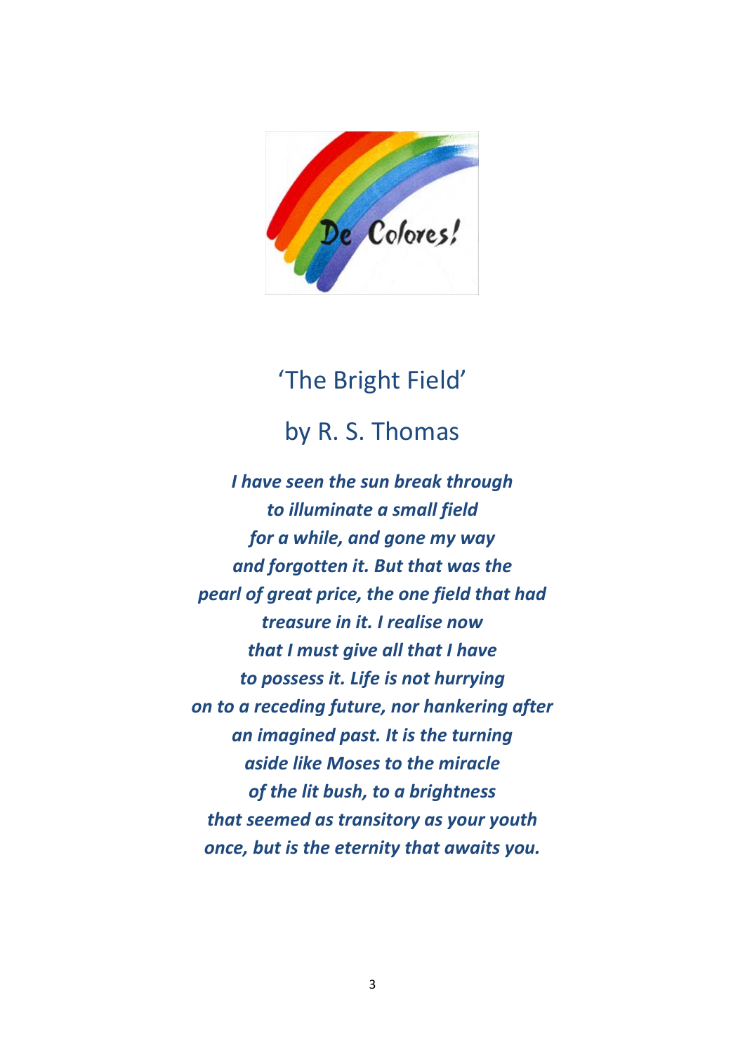## 'The Bright Field'

### by R. S. Thomas

***I have seen the sun break through***
***to illuminate a small field***
***for a while, and gone my way***
***and forgotten it. But that was the***
***pearl of great price, the one field that had***
***treasure in it. I realise now***
***that I must give all that I have***
***to possess it. Life is not hurrying***
***on to a receding future, nor hankering after***
***an imagined past. It is the turning***
***aside like Moses to the miracle***
***of the lit bush, to a brightness***
***that seemed as transitory as your youth***
***once, but is the eternity that awaits you.***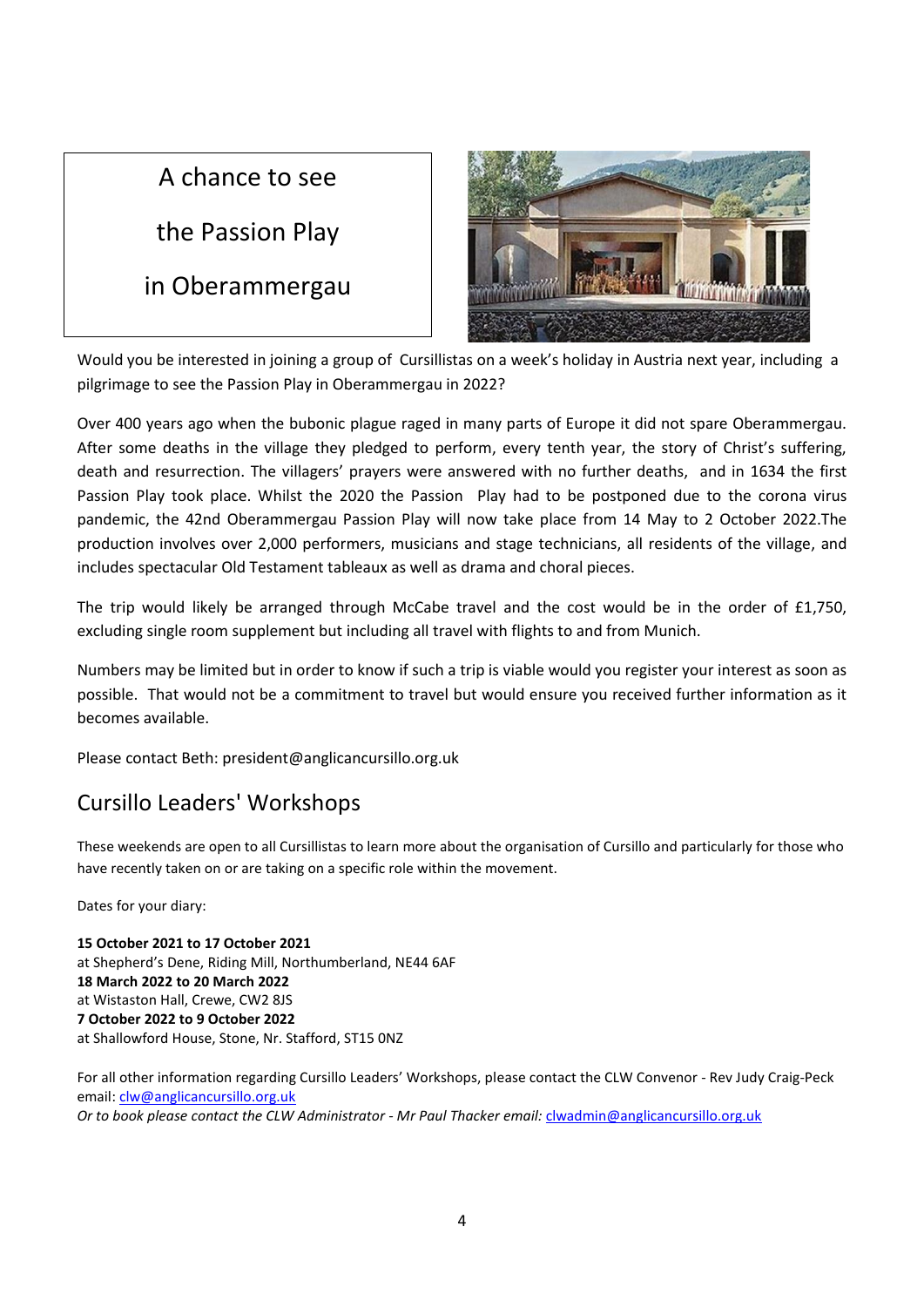# A chance to see the Passion Play in Oberammergau

Would you be interested in joining a group of Cursillistas on a week's holiday in Austria next year, including a pilgrimage to see the Passion Play in Oberammergau in 2022?

Over 400 years ago when the bubonic plague raged in many parts of Europe it did not spare Oberammergau. After some deaths in the village they pledged to perform, every tenth year, the story of Christ's suffering, death and resurrection. The villagers' prayers were answered with no further deaths, and in 1634 the first Passion Play took place. Whilst the 2020 the Passion Play had to be postponed due to the corona virus pandemic, the 42nd Oberammergau Passion Play will now take place from 14 May to 2 October 2022.The production involves over 2,000 performers, musicians and stage technicians, all residents of the village, and includes spectacular Old Testament tableaux as well as drama and choral pieces.

The trip would likely be arranged through McCabe travel and the cost would be in the order of £1,750, excluding single room supplement but including all travel with flights to and from Munich.

Numbers may be limited but in order to know if such a trip is viable would you register your interest as soon as possible. That would not be a commitment to travel but would ensure you received further information as it becomes available.

Please contact Beth: president@anglicancursillo.org.uk

## Cursillo Leaders' Workshops

These weekends are open to all Cursillistas to learn more about the organisation of Cursillo and particularly for those who have recently taken on or are taking on a specific role within the movement.

Dates for your diary:

**15 October 2021 to 17 October 2021**
at Shepherd's Dene, Riding Mill, Northumberland, NE44 6AF
**18 March 2022 to 20 March 2022**
at Wistaston Hall, Crewe, CW2 8JS
**7 October 2022 to 9 October 2022**
at Shallowford House, Stone, Nr. Stafford, ST15 0NZ

For all other information regarding Cursillo Leaders' Workshops, please contact the CLW Convenor - Rev Judy Craig-Peck email: clw@anglicancursillo.org.uk
*Or to book please contact the CLW Administrator - Mr Paul Thacker email:* clwadmin@anglicancursillo.org.uk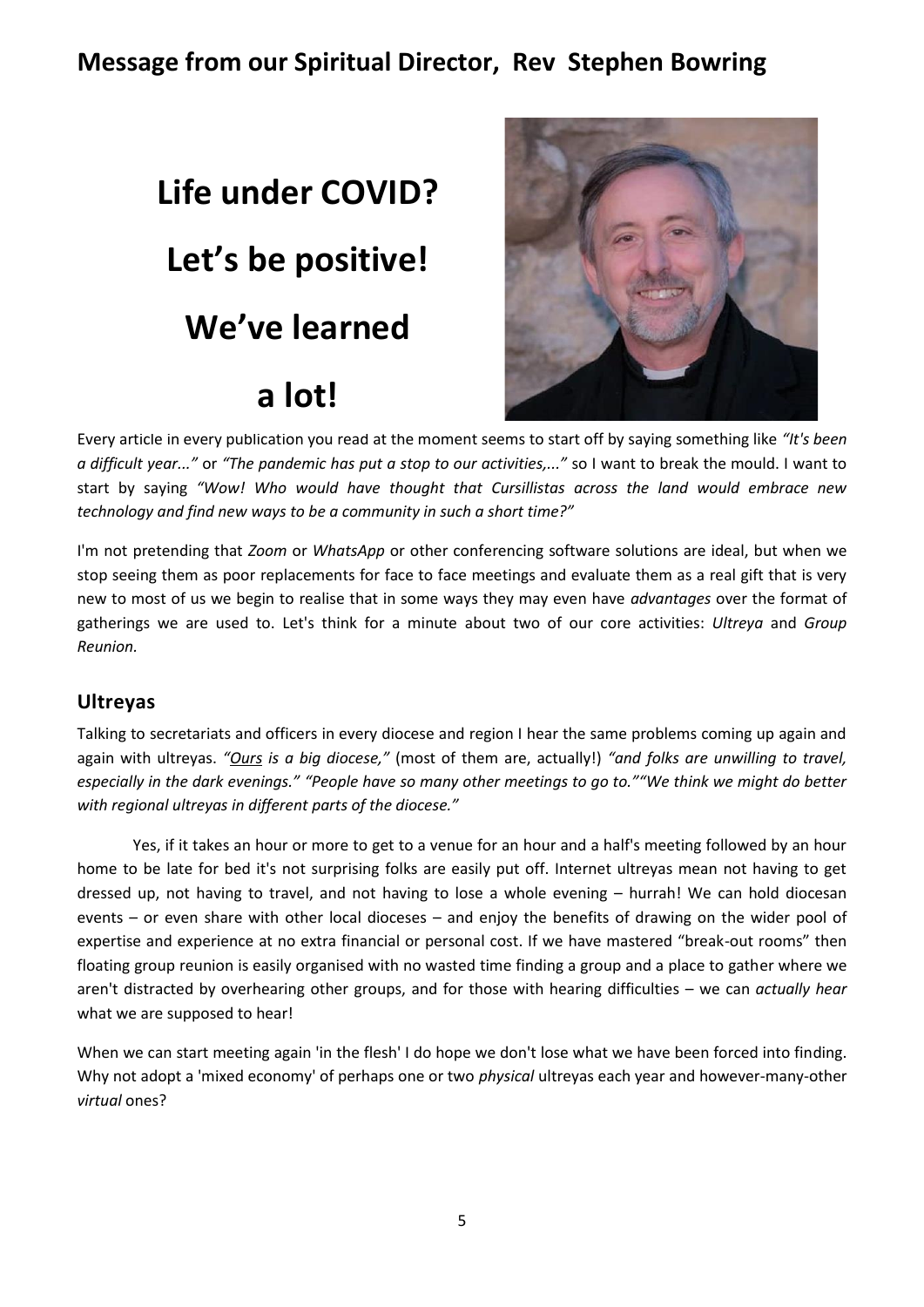## Message from our Spiritual Director, Rev Stephen Bowring

# Life under COVID? Let's be positive! We've learned a lot!

Every article in every publication you read at the moment seems to start off by saying something like *"It's been a difficult year..."* or *"The pandemic has put a stop to our activities,..."* so I want to break the mould. I want to start by saying *"Wow! Who would have thought that Cursillistas across the land would embrace new technology and find new ways to be a community in such a short time?"*

I'm not pretending that *Zoom* or *WhatsApp* or other conferencing software solutions are ideal, but when we stop seeing them as poor replacements for face to face meetings and evaluate them as a real gift that is very new to most of us we begin to realise that in some ways they may even have *advantages* over the format of gatherings we are used to. Let's think for a minute about two of our core activities: *Ultreya* and *Group Reunion.*

### Ultreyas

Talking to secretariats and officers in every diocese and region I hear the same problems coming up again and again with ultreyas. *"Ours is a big diocese,"* (most of them are, actually!) *"and folks are unwilling to travel, especially in the dark evenings." "People have so many other meetings to go to." "We think we might do better with regional ultreyas in different parts of the diocese."*

Yes, if it takes an hour or more to get to a venue for an hour and a half's meeting followed by an hour home to be late for bed it's not surprising folks are easily put off. Internet ultreyas mean not having to get dressed up, not having to travel, and not having to lose a whole evening – hurrah! We can hold diocesan events – or even share with other local dioceses – and enjoy the benefits of drawing on the wider pool of expertise and experience at no extra financial or personal cost. If we have mastered "break-out rooms" then floating group reunion is easily organised with no wasted time finding a group and a place to gather where we aren't distracted by overhearing other groups, and for those with hearing difficulties – we can *actually hear* what we are supposed to hear!

When we can start meeting again 'in the flesh' I do hope we don't lose what we have been forced into finding. Why not adopt a 'mixed economy' of perhaps one or two *physical* ultreyas each year and however-many-other *virtual* ones?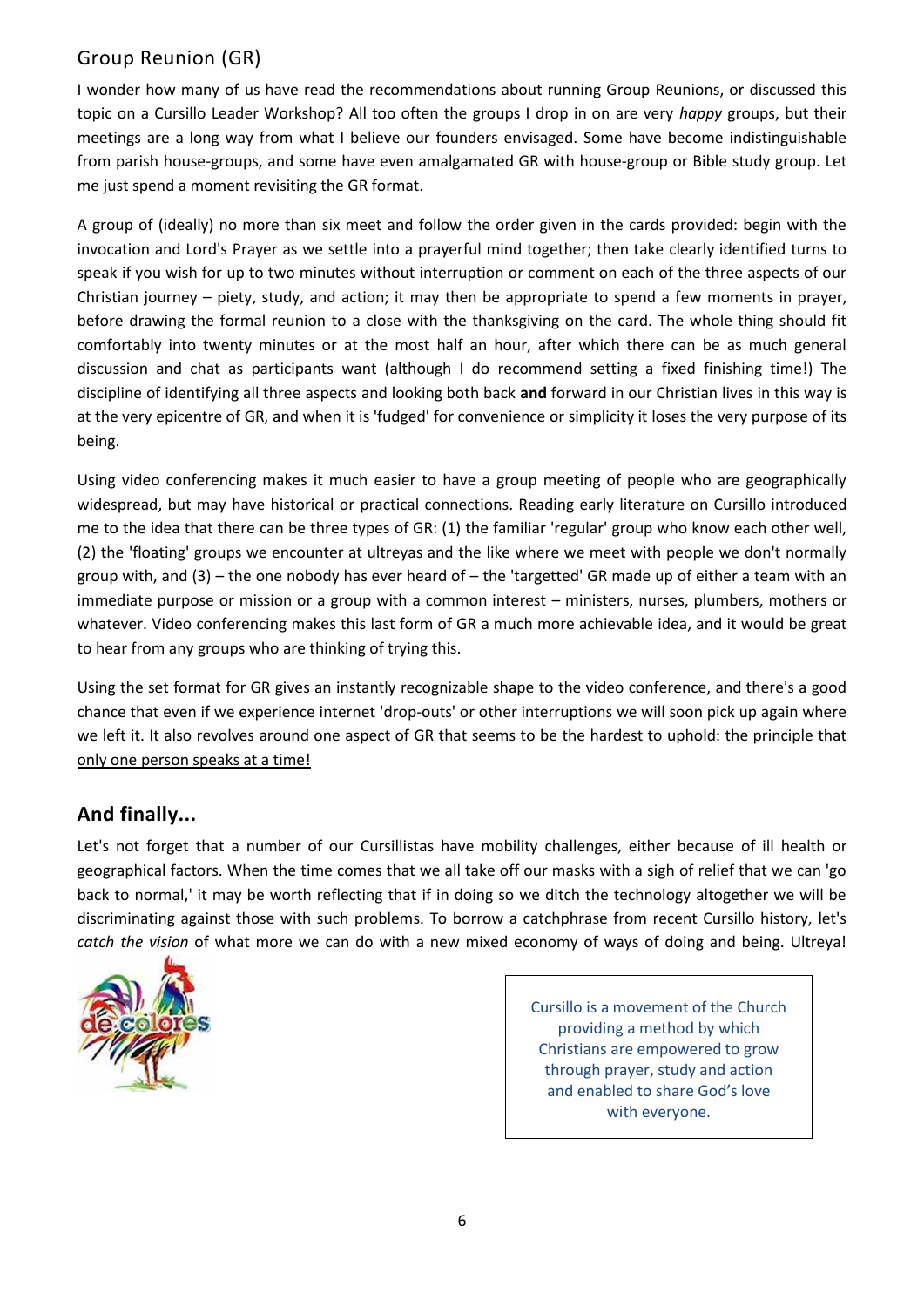## Group Reunion (GR)

I wonder how many of us have read the recommendations about running Group Reunions, or discussed this topic on a Cursillo Leader Workshop? All too often the groups I drop in on are very *happy* groups, but their meetings are a long way from what I believe our founders envisaged. Some have become indistinguishable from parish house-groups, and some have even amalgamated GR with house-group or Bible study group. Let me just spend a moment revisiting the GR format.

A group of (ideally) no more than six meet and follow the order given in the cards provided: begin with the invocation and Lord's Prayer as we settle into a prayerful mind together; then take clearly identified turns to speak if you wish for up to two minutes without interruption or comment on each of the three aspects of our Christian journey – piety, study, and action; it may then be appropriate to spend a few moments in prayer, before drawing the formal reunion to a close with the thanksgiving on the card. The whole thing should fit comfortably into twenty minutes or at the most half an hour, after which there can be as much general discussion and chat as participants want (although I do recommend setting a fixed finishing time!) The discipline of identifying all three aspects and looking both back **and** forward in our Christian lives in this way is at the very epicentre of GR, and when it is 'fudged' for convenience or simplicity it loses the very purpose of its being.

Using video conferencing makes it much easier to have a group meeting of people who are geographically widespread, but may have historical or practical connections. Reading early literature on Cursillo introduced me to the idea that there can be three types of GR: (1) the familiar 'regular' group who know each other well, (2) the 'floating' groups we encounter at ultreyas and the like where we meet with people we don't normally group with, and (3) – the one nobody has ever heard of – the 'targetted' GR made up of either a team with an immediate purpose or mission or a group with a common interest – ministers, nurses, plumbers, mothers or whatever. Video conferencing makes this last form of GR a much more achievable idea, and it would be great to hear from any groups who are thinking of trying this.

Using the set format for GR gives an instantly recognizable shape to the video conference, and there's a good chance that even if we experience internet 'drop-outs' or other interruptions we will soon pick up again where we left it. It also revolves around one aspect of GR that seems to be the hardest to uphold: the principle that <u>only one person speaks at a time!</u>

## And finally...

Let's not forget that a number of our Cursillistas have mobility challenges, either because of ill health or geographical factors. When the time comes that we all take off our masks with a sigh of relief that we can 'go back to normal,' it may be worth reflecting that if in doing so we ditch the technology altogether we will be discriminating against those with such problems. To borrow a catchphrase from recent Cursillo history, let's *catch the vision* of what more we can do with a new mixed economy of ways of doing and being. Ultreya!

de colores

Cursillo is a movement of the Church providing a method by which Christians are empowered to grow through prayer, study and action and enabled to share God's love with everyone.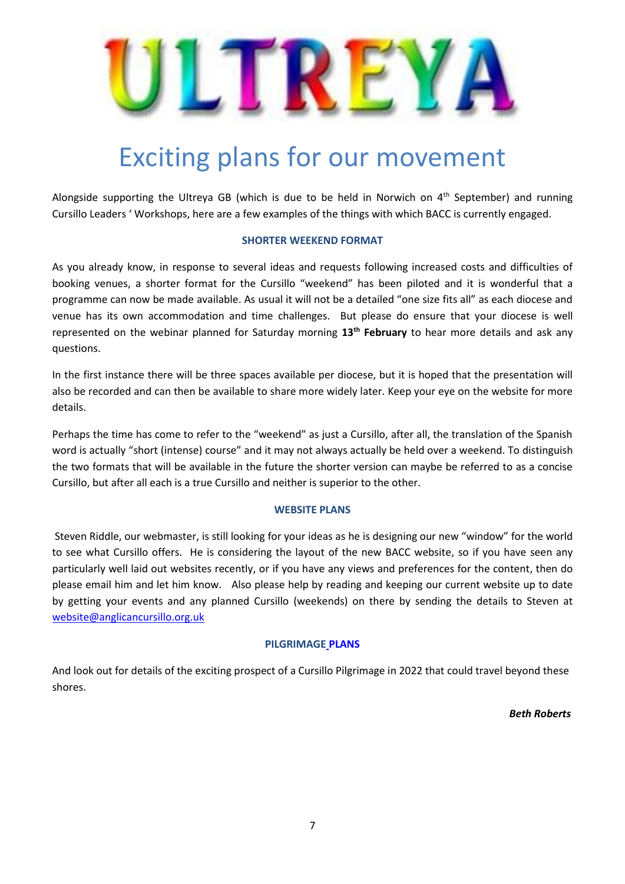# ULTREYA

## Exciting plans for our movement

Alongside supporting the Ultreya GB (which is due to be held in Norwich on 4th September) and running Cursillo Leaders ' Workshops, here are a few examples of the things with which BACC is currently engaged.

### SHORTER WEEKEND FORMAT

As you already know, in response to several ideas and requests following increased costs and difficulties of booking venues, a shorter format for the Cursillo "weekend" has been piloted and it is wonderful that a programme can now be made available. As usual it will not be a detailed "one size fits all" as each diocese and venue has its own accommodation and time challenges. But please do ensure that your diocese is well represented on the webinar planned for Saturday morning **13th February** to hear more details and ask any questions.

In the first instance there will be three spaces available per diocese, but it is hoped that the presentation will also be recorded and can then be available to share more widely later. Keep your eye on the website for more details.

Perhaps the time has come to refer to the "weekend" as just a Cursillo, after all, the translation of the Spanish word is actually "short (intense) course" and it may not always actually be held over a weekend. To distinguish the two formats that will be available in the future the shorter version can maybe be referred to as a concise Cursillo, but after all each is a true Cursillo and neither is superior to the other.

### WEBSITE PLANS

Steven Riddle, our webmaster, is still looking for your ideas as he is designing our new "window" for the world to see what Cursillo offers. He is considering the layout of the new BACC website, so if you have seen any particularly well laid out websites recently, or if you have any views and preferences for the content, then do please email him and let him know. Also please help by reading and keeping our current website up to date by getting your events and any planned Cursillo (weekends) on there by sending the details to Steven at website@anglicancursillo.org.uk

### PILGRIMAGE PLANS

And look out for details of the exciting prospect of a Cursillo Pilgrimage in 2022 that could travel beyond these shores.

***Beth Roberts***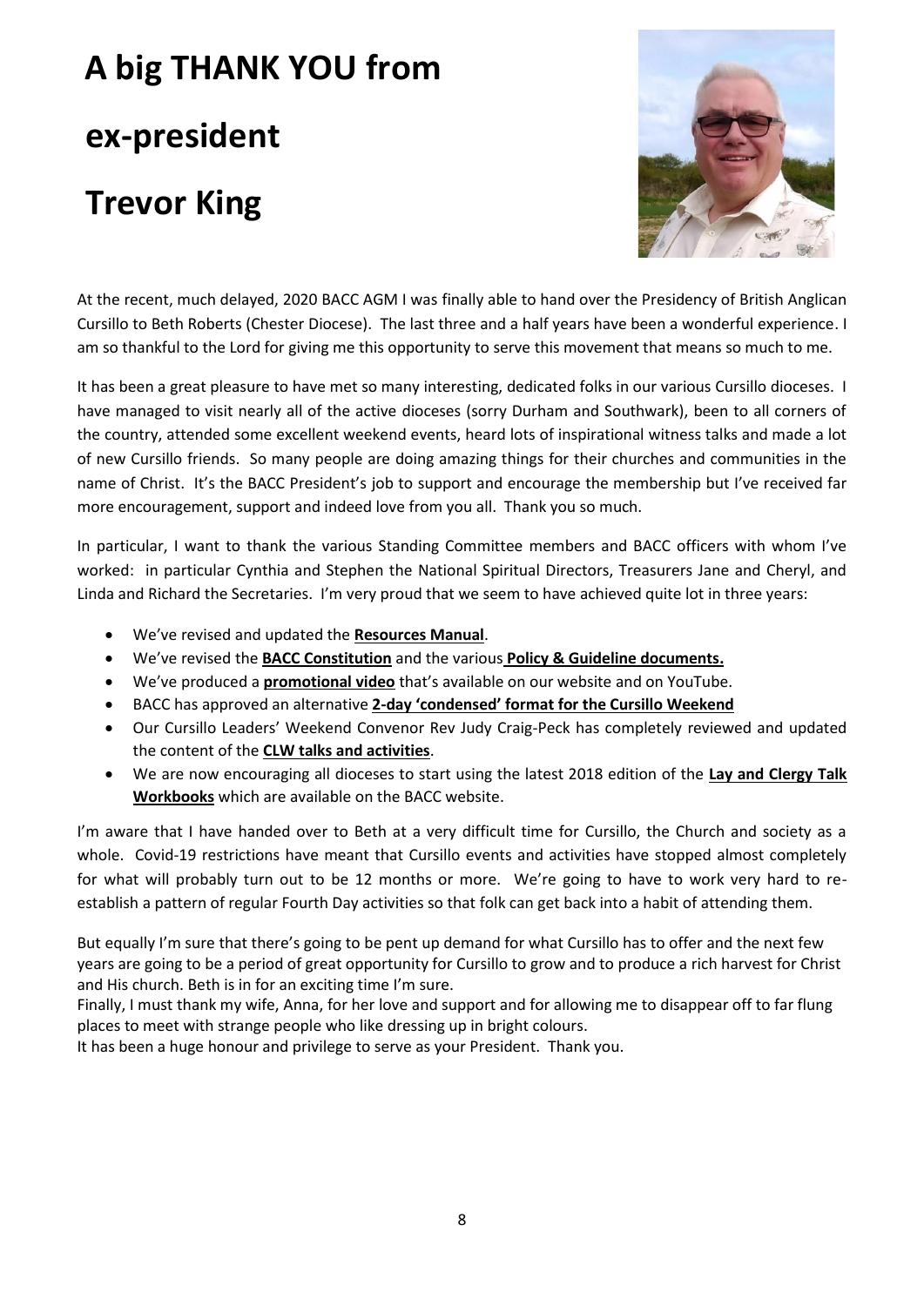# A big THANK YOU from ex-president Trevor King

At the recent, much delayed, 2020 BACC AGM I was finally able to hand over the Presidency of British Anglican Cursillo to Beth Roberts (Chester Diocese). The last three and a half years have been a wonderful experience. I am so thankful to the Lord for giving me this opportunity to serve this movement that means so much to me.

It has been a great pleasure to have met so many interesting, dedicated folks in our various Cursillo dioceses. I have managed to visit nearly all of the active dioceses (sorry Durham and Southwark), been to all corners of the country, attended some excellent weekend events, heard lots of inspirational witness talks and made a lot of new Cursillo friends. So many people are doing amazing things for their churches and communities in the name of Christ. It's the BACC President's job to support and encourage the membership but I've received far more encouragement, support and indeed love from you all. Thank you so much.

In particular, I want to thank the various Standing Committee members and BACC officers with whom I've worked: in particular Cynthia and Stephen the National Spiritual Directors, Treasurers Jane and Cheryl, and Linda and Richard the Secretaries. I'm very proud that we seem to have achieved quite lot in three years:

- We've revised and updated the **Resources Manual**.
- We've revised the **BACC Constitution** and the various **Policy & Guideline documents.**
- We've produced a **promotional video** that's available on our website and on YouTube.
- BACC has approved an alternative **2-day 'condensed' format for the Cursillo Weekend**
- Our Cursillo Leaders' Weekend Convenor Rev Judy Craig-Peck has completely reviewed and updated the content of the **CLW talks and activities**.
- We are now encouraging all dioceses to start using the latest 2018 edition of the **Lay and Clergy Talk Workbooks** which are available on the BACC website.

I'm aware that I have handed over to Beth at a very difficult time for Cursillo, the Church and society as a whole. Covid-19 restrictions have meant that Cursillo events and activities have stopped almost completely for what will probably turn out to be 12 months or more. We're going to have to work very hard to re-establish a pattern of regular Fourth Day activities so that folk can get back into a habit of attending them.

But equally I'm sure that there's going to be pent up demand for what Cursillo has to offer and the next few years are going to be a period of great opportunity for Cursillo to grow and to produce a rich harvest for Christ and His church. Beth is in for an exciting time I'm sure.

Finally, I must thank my wife, Anna, for her love and support and for allowing me to disappear off to far flung places to meet with strange people who like dressing up in bright colours.

It has been a huge honour and privilege to serve as your President. Thank you.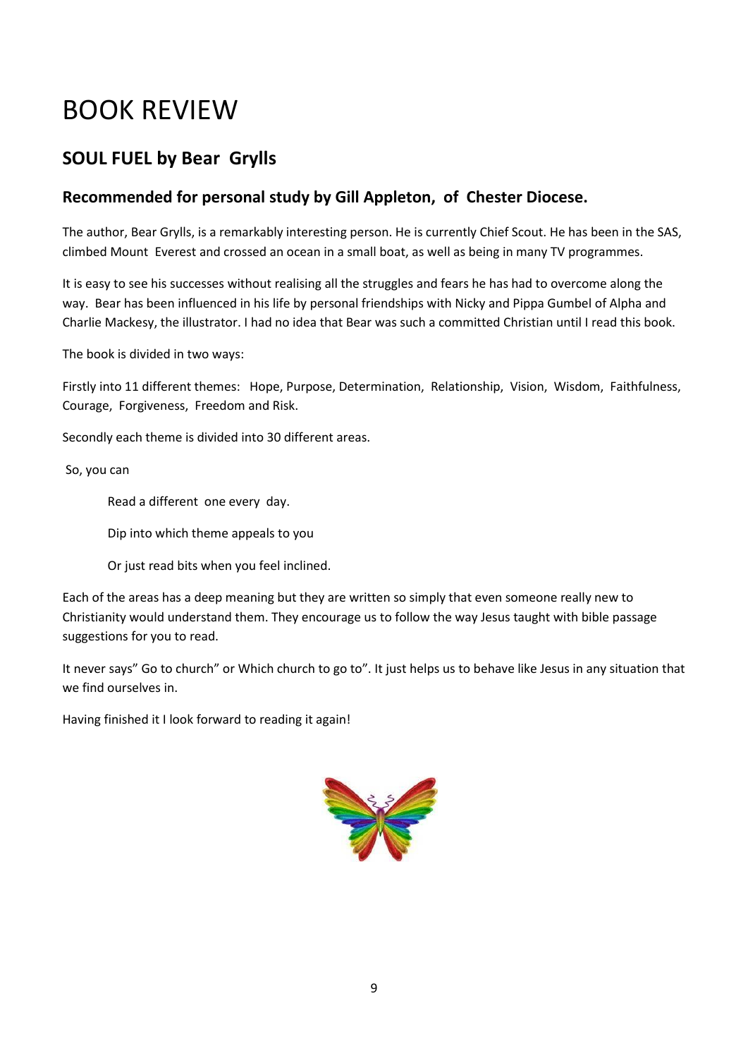# BOOK REVIEW

## SOUL FUEL by Bear Grylls

### Recommended for personal study by Gill Appleton, of Chester Diocese.

The author, Bear Grylls, is a remarkably interesting person. He is currently Chief Scout. He has been in the SAS, climbed Mount Everest and crossed an ocean in a small boat, as well as being in many TV programmes.

It is easy to see his successes without realising all the struggles and fears he has had to overcome along the way. Bear has been influenced in his life by personal friendships with Nicky and Pippa Gumbel of Alpha and Charlie Mackesy, the illustrator. I had no idea that Bear was such a committed Christian until I read this book.

The book is divided in two ways:

Firstly into 11 different themes: Hope, Purpose, Determination, Relationship, Vision, Wisdom, Faithfulness, Courage, Forgiveness, Freedom and Risk.

Secondly each theme is divided into 30 different areas.

So, you can

> Read a different one every day.
>
> Dip into which theme appeals to you
>
> Or just read bits when you feel inclined.

Each of the areas has a deep meaning but they are written so simply that even someone really new to Christianity would understand them. They encourage us to follow the way Jesus taught with bible passage suggestions for you to read.

It never says" Go to church" or Which church to go to". It just helps us to behave like Jesus in any situation that we find ourselves in.

Having finished it I look forward to reading it again!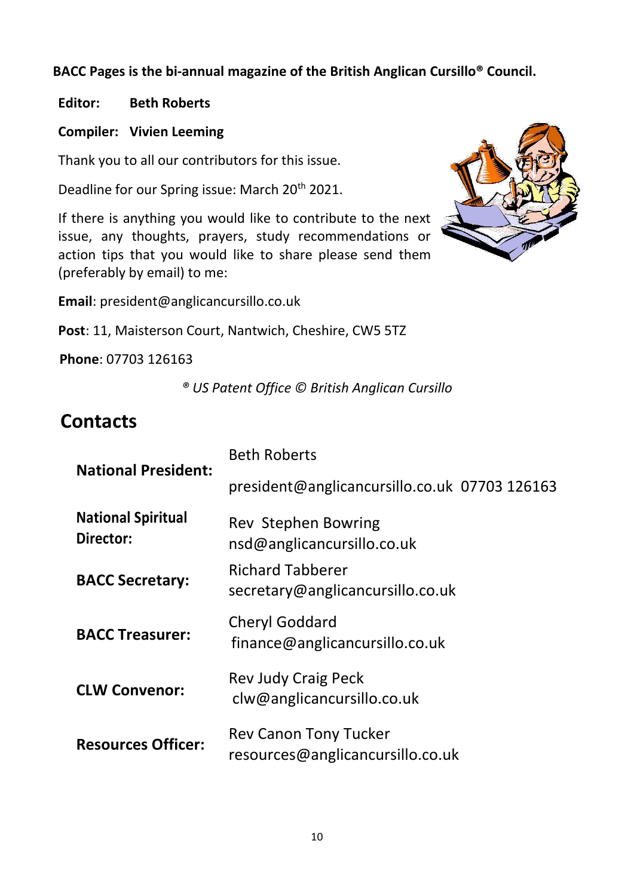**BACC Pages is the bi-annual magazine of the British Anglican Cursillo® Council.**

**Editor: Beth Roberts**

**Compiler: Vivien Leeming**

Thank you to all our contributors for this issue.

Deadline for our Spring issue: March 20th 2021.

If there is anything you would like to contribute to the next issue, any thoughts, prayers, study recommendations or action tips that you would like to share please send them (preferably by email) to me:

**Email**: president@anglicancursillo.co.uk

**Post**: 11, Maisterson Court, Nantwich, Cheshire, CW5 5TZ

**Phone**: 07703 126163

*® US Patent Office © British Anglican Cursillo*

## Contacts

| | |
|---|---|
| **National President:** | Beth Roberts<br>president@anglicancursillo.co.uk 07703 126163 |
| **National Spiritual Director:** | Rev Stephen Bowring<br>nsd@anglicancursillo.co.uk |
| **BACC Secretary:** | Richard Tabberer<br>secretary@anglicancursillo.co.uk |
| **BACC Treasurer:** | Cheryl Goddard<br>finance@anglicancursillo.co.uk |
| **CLW Convenor:** | Rev Judy Craig Peck<br>clw@anglicancursillo.co.uk |
| **Resources Officer:** | Rev Canon Tony Tucker<br>resources@anglicancursillo.co.uk |